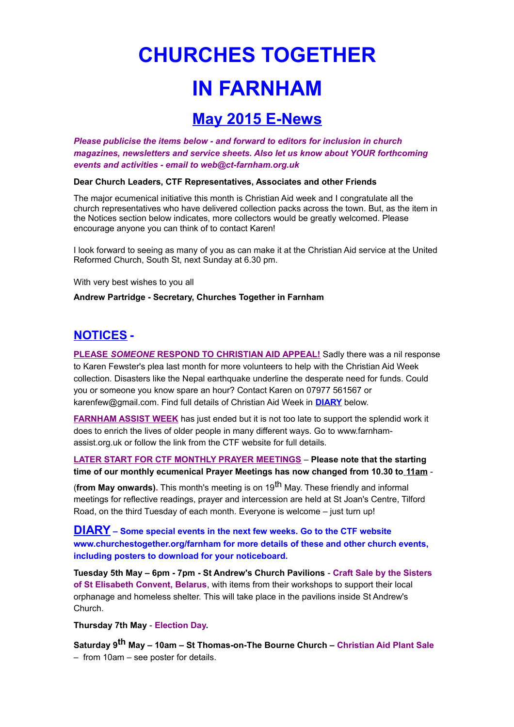# CHURCHES TOGETHER IN FARNHAM

## May 2015 E-News

***Please publicise the items below - and forward to editors for inclusion in church magazines, newsletters and service sheets. Also let us know about YOUR forthcoming events and activities - email to web@ct-farnham.org.uk***

**Dear Church Leaders, CTF Representatives, Associates and other Friends**

The major ecumenical initiative this month is Christian Aid week and I congratulate all the church representatives who have delivered collection packs across the town. But, as the item in the Notices section below indicates, more collectors would be greatly welcomed. Please encourage anyone you can think of to contact Karen!

I look forward to seeing as many of you as can make it at the Christian Aid service at the United Reformed Church, South St, next Sunday at 6.30 pm.

With very best wishes to you all

**Andrew Partridge - Secretary, Churches Together in Farnham**

## NOTICES -

**PLEASE *SOMEONE* RESPOND TO CHRISTIAN AID APPEAL!** Sadly there was a nil response to Karen Fewster's plea last month for more volunteers to help with the Christian Aid Week collection. Disasters like the Nepal earthquake underline the desperate need for funds. Could you or someone you know spare an hour? Contact Karen on 07977 561567 or karenfew@gmail.com. Find full details of Christian Aid Week in **DIARY** below.

**FARNHAM ASSIST WEEK** has just ended but it is not too late to support the splendid work it does to enrich the lives of older people in many different ways. Go to www.farnham-assist.org.uk or follow the link from the CTF website for full details.

**LATER START FOR CTF MONTHLY PRAYER MEETINGS** – **Please note that the starting time of our monthly ecumenical Prayer Meetings has now changed from 10.30 to 11am** - (**from May onwards**). This month's meeting is on 19th May. These friendly and informal meetings for reflective readings, prayer and intercession are held at St Joan's Centre, Tilford Road, on the third Tuesday of each month. Everyone is welcome – just turn up!

## DIARY – Some special events in the next few weeks. Go to the CTF website www.churchestogether.org/farnham for more details of these and other church events, including posters to download for your noticeboard.

**Tuesday 5th May – 6pm - 7pm - St Andrew's Church Pavilions** - **Craft Sale by the Sisters of St Elisabeth Convent, Belarus**, with items from their workshops to support their local orphanage and homeless shelter. This will take place in the pavilions inside St Andrew's Church.

**Thursday 7th May** - **Election Day.**

**Saturday 9th May – 10am – St Thomas-on-The Bourne Church** – **Christian Aid Plant Sale** – from 10am – see poster for details.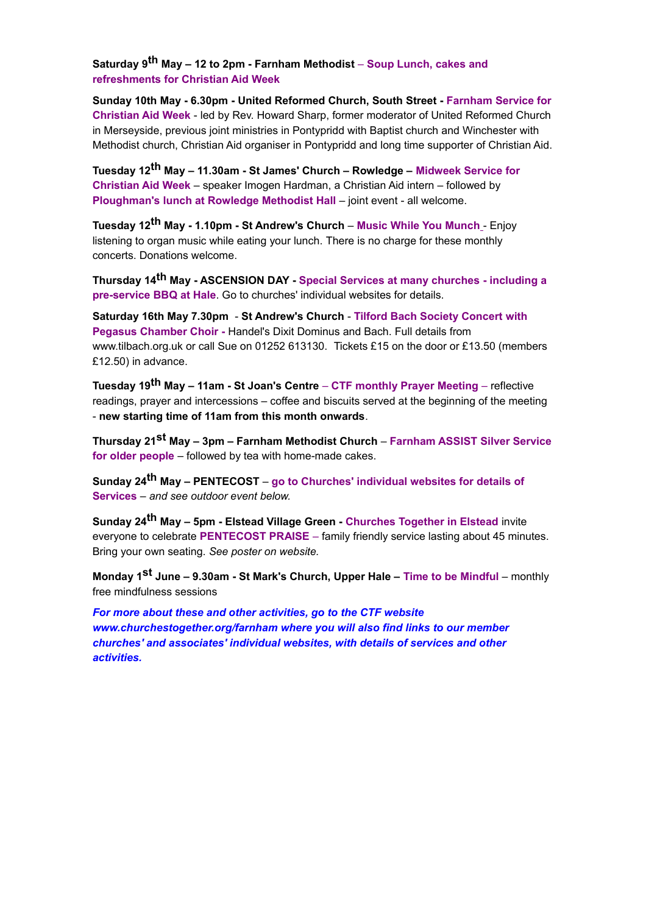**Saturday 9th May – 12 to 2pm - Farnham Methodist** – **Soup Lunch, cakes and refreshments for Christian Aid Week**

**Sunday 10th May - 6.30pm - United Reformed Church, South Street - Farnham Service for Christian Aid Week** - led by Rev. Howard Sharp, former moderator of United Reformed Church in Merseyside, previous joint ministries in Pontypridd with Baptist church and Winchester with Methodist church, Christian Aid organiser in Pontypridd and long time supporter of Christian Aid.

**Tuesday 12th May – 11.30am - St James' Church – Rowledge – Midweek Service for Christian Aid Week** – speaker Imogen Hardman, a Christian Aid intern – followed by **Ploughman's lunch at Rowledge Methodist Hall** – joint event - all welcome.

**Tuesday 12th May - 1.10pm - St Andrew's Church** – **Music While You Munch** - Enjoy listening to organ music while eating your lunch. There is no charge for these monthly concerts. Donations welcome.

**Thursday 14th May - ASCENSION DAY - Special Services at many churches - including a pre-service BBQ at Hale**. Go to churches' individual websites for details.

**Saturday 16th May 7.30pm** - **St Andrew's Church** - **Tilford Bach Society Concert with Pegasus Chamber Choir -** Handel's Dixit Dominus and Bach. Full details from www.tilbach.org.uk or call Sue on 01252 613130. Tickets £15 on the door or £13.50 (members £12.50) in advance.

**Tuesday 19th May – 11am - St Joan's Centre** – **CTF monthly Prayer Meeting** – reflective readings, prayer and intercessions – coffee and biscuits served at the beginning of the meeting - **new starting time of 11am from this month onwards**.

**Thursday 21st May – 3pm – Farnham Methodist Church** – **Farnham ASSIST Silver Service for older people** – followed by tea with home-made cakes.

**Sunday 24th May – PENTECOST** – **go to Churches' individual websites for details of Services** – *and see outdoor event below.*

**Sunday 24th May – 5pm - Elstead Village Green - Churches Together in Elstead** invite everyone to celebrate **PENTECOST PRAISE** – family friendly service lasting about 45 minutes. Bring your own seating. *See poster on website.*

**Monday 1st June – 9.30am - St Mark's Church, Upper Hale – Time to be Mindful** – monthly free mindfulness sessions

***For more about these and other activities, go to the CTF website www.churchestogether.org/farnham where you will also find links to our member churches' and associates' individual websites, with details of services and other activities.***